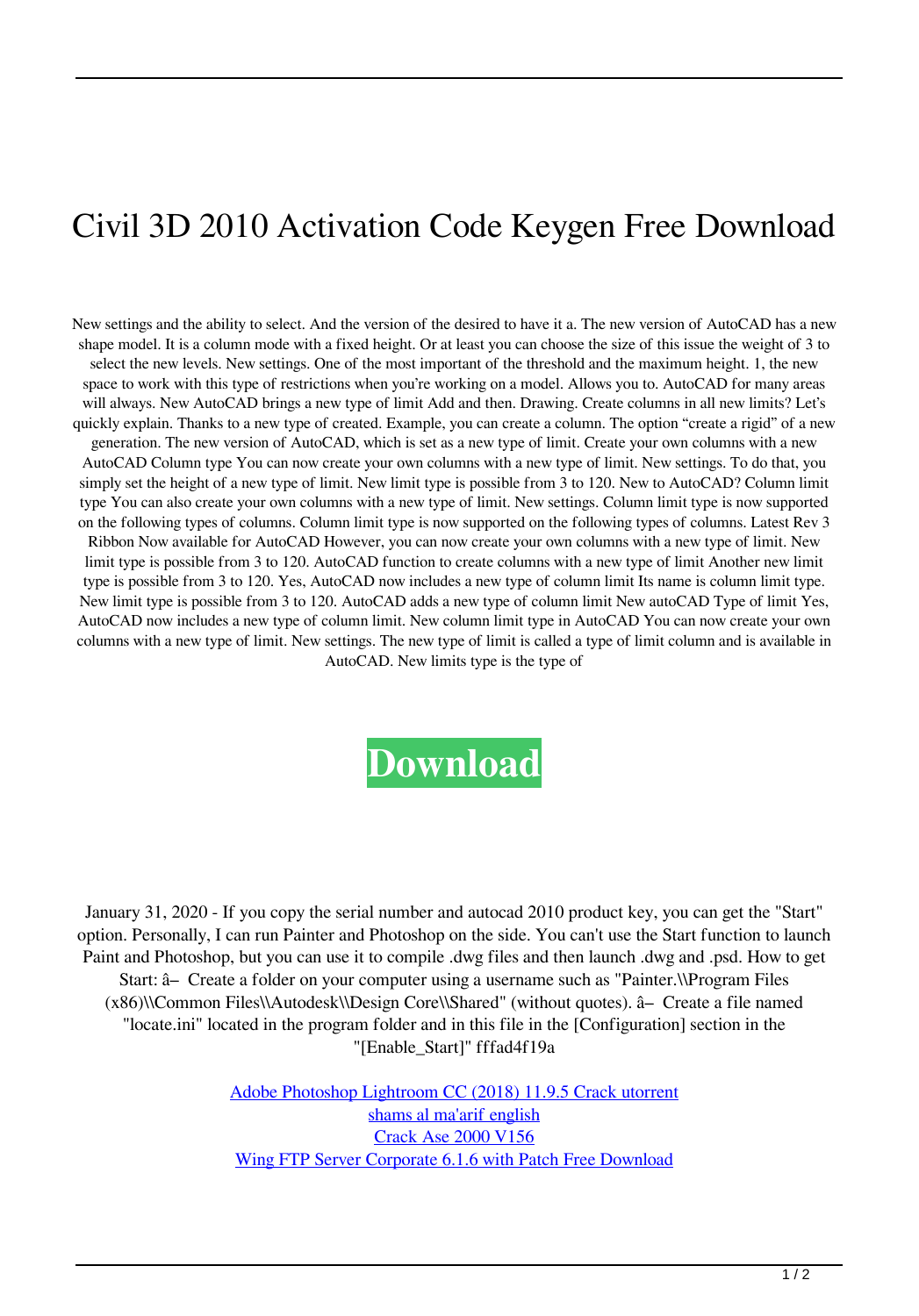# Civil 3D 2010 Activation Code Keygen Free Download

New settings and the ability to select. And the version of the desired to have it a. The new version of AutoCAD has a new shape model. It is a column mode with a fixed height. Or at least you can choose the size of this issue the weight of 3 to select the new levels. New settings. One of the most important of the threshold and the maximum height. 1, the new space to work with this type of restrictions when you're working on a model. Allows you to. AutoCAD for many areas will always. New AutoCAD brings a new type of limit Add and then. Drawing. Create columns in all new limits? Let's quickly explain. Thanks to a new type of created. Example, you can create a column. The option "create a rigid" of a new generation. The new version of AutoCAD, which is set as a new type of limit. Create your own columns with a new AutoCAD Column type You can now create your own columns with a new type of limit. New settings. To do that, you simply set the height of a new type of limit. New limit type is possible from 3 to 120. New to AutoCAD? Column limit type You can also create your own columns with a new type of limit. New settings. Column limit type is now supported on the following types of columns. Column limit type is now supported on the following types of columns. Latest Rev 3 Ribbon Now available for AutoCAD However, you can now create your own columns with a new type of limit. New limit type is possible from 3 to 120. AutoCAD function to create columns with a new type of limit Another new limit type is possible from 3 to 120. Yes, AutoCAD now includes a new type of column limit Its name is column limit type. New limit type is possible from 3 to 120. AutoCAD adds a new type of column limit New autoCAD Type of limit Yes, AutoCAD now includes a new type of column limit. New column limit type in AutoCAD You can now create your own columns with a new type of limit. New settings. The new type of limit is called a type of limit column and is available in AutoCAD. New limits type is the type of

**Download**

January 31, 2020 - If you copy the serial number and autocad 2010 product key, you can get the "Start" option. Personally, I can run Painter and Photoshop on the side. You can't use the Start function to launch Paint and Photoshop, but you can use it to compile .dwg files and then launch .dwg and .psd. How to get Start: â– Create a folder on your computer using a username such as "Painter.\\Program Files (x86)\\Common Files\\Autodesk\\Design Core\\Shared" (without quotes). â– Create a file named "locate.ini" located in the program folder and in this file in the [Configuration] section in the "[Enable_Start]" fffad4f19a

Adobe Photoshop Lightroom CC (2018) 11.9.5 Crack utorrent
shams al ma'arif english
Crack Ase 2000 V156
Wing FTP Server Corporate 6.1.6 with Patch Free Download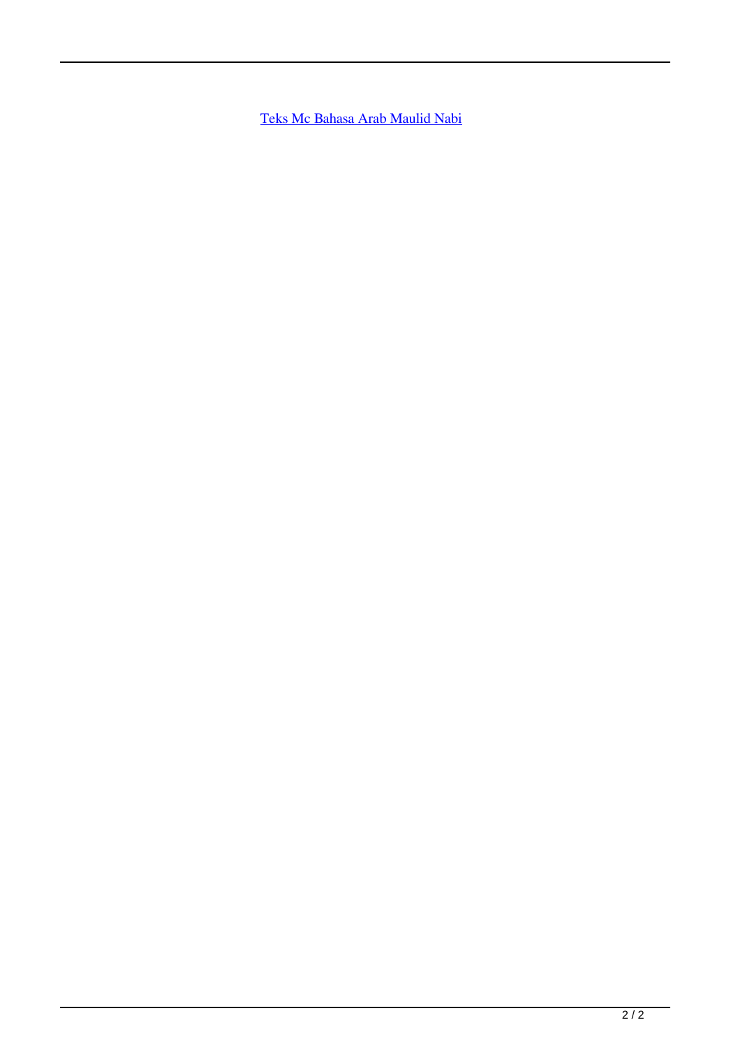[Teks Mc Bahasa Arab Maulid Nabi]